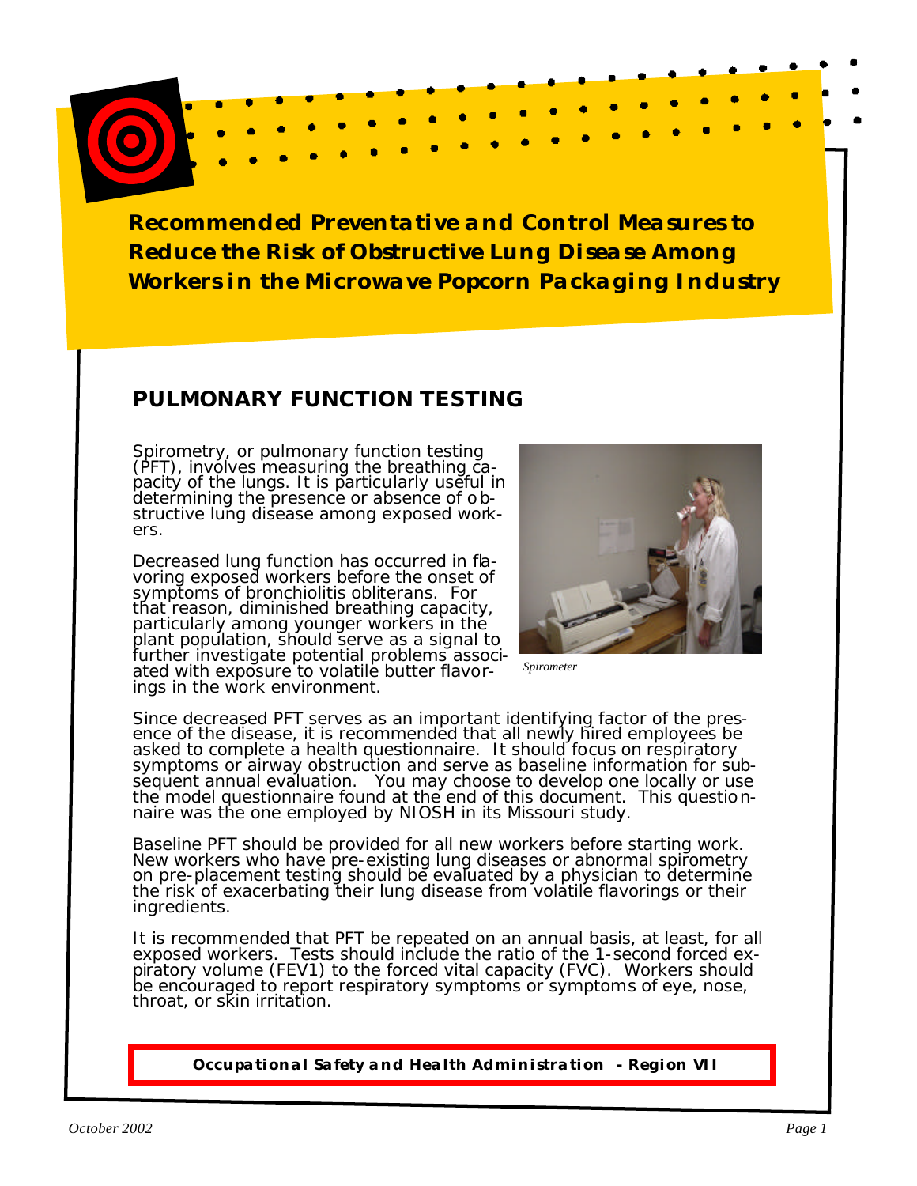# Recommended Preventative and Control Measures to Reduce the Risk of Obstructive Lung Disease Among Workers in the Microwave Popcorn Packaging Industry

## PULMONARY FUNCTION TESTING

Spirometry, or pulmonary function testing (PFT), involves measuring the breathing capacity of the lungs. It is particularly useful in determining the presence or absence of obstructive lung disease among exposed workers.

Decreased lung function has occurred in flavoring exposed workers before the onset of symptoms of bronchiolitis obliterans. For that reason, diminished breathing capacity, particularly among younger workers in the plant population, should serve as a signal to further investigate potential problems associated with exposure to volatile butter flavorings in the work environment.

*Spirometer*

Since decreased PFT serves as an important identifying factor of the presence of the disease, it is recommended that all newly hired employees be asked to complete a health questionnaire. It should focus on respiratory symptoms or airway obstruction and serve as baseline information for subsequent annual evaluation. You may choose to develop one locally or use the model questionnaire found at the end of this document. This questionnaire was the one employed by NIOSH in its Missouri study.

Baseline PFT should be provided for all new workers before starting work. New workers who have pre-existing lung diseases or abnormal spirometry on pre-placement testing should be evaluated by a physician to determine the risk of exacerbating their lung disease from volatile flavorings or their ingredients.

It is recommended that PFT be repeated on an annual basis, at least, for all exposed workers. Tests should include the ratio of the 1-second forced expiratory volume (FEV1) to the forced vital capacity (FVC). Workers should be encouraged to report respiratory symptoms or symptoms of eye, nose, throat, or skin irritation.

**Occupational Safety and Health Administration - Region VII**

October 2002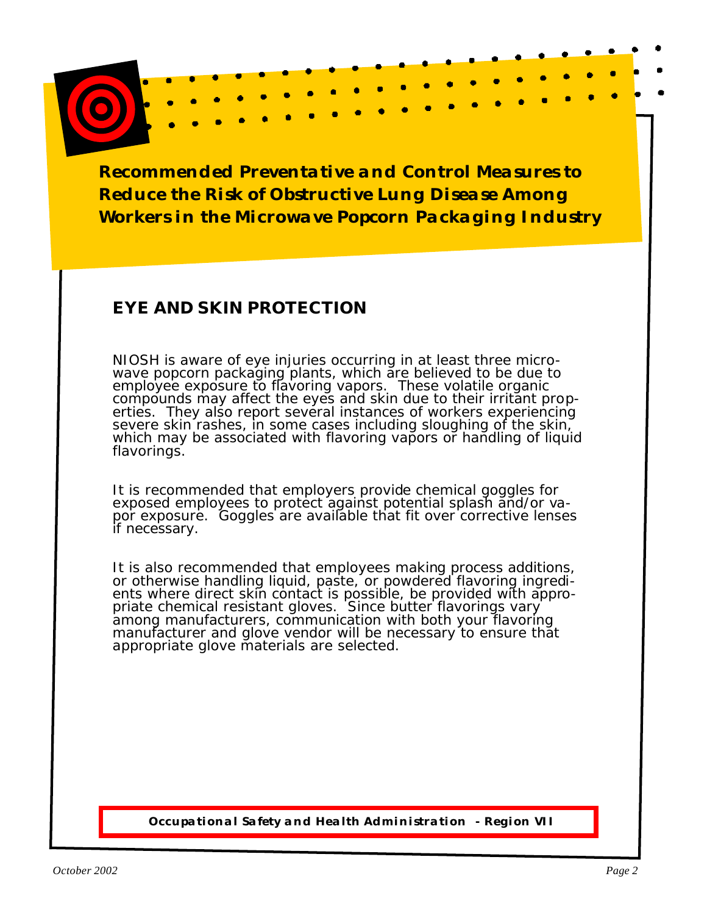**Recommended Preventative and Control Measures to Reduce the Risk of Obstructive Lung Disease Among Workers in the Microwave Popcorn Packaging Industry**

## EYE AND SKIN PROTECTION

NIOSH is aware of eye injuries occurring in at least three microwave popcorn packaging plants, which are believed to be due to employee exposure to flavoring vapors. These volatile organic compounds may affect the eyes and skin due to their irritant properties. They also report several instances of workers experiencing severe skin rashes, in some cases including sloughing of the skin, which may be associated with flavoring vapors or handling of liquid flavorings.

It is recommended that employers provide chemical goggles for exposed employees to protect against potential splash and/or vapor exposure. Goggles are available that fit over corrective lenses if necessary.

It is also recommended that employees making process additions, or otherwise handling liquid, paste, or powdered flavoring ingredients where direct skin contact is possible, be provided with appropriate chemical resistant gloves. Since butter flavorings vary among manufacturers, communication with both your flavoring manufacturer and glove vendor will be necessary to ensure that appropriate glove materials are selected.

**Occupational Safety and Health Administration - Region VII**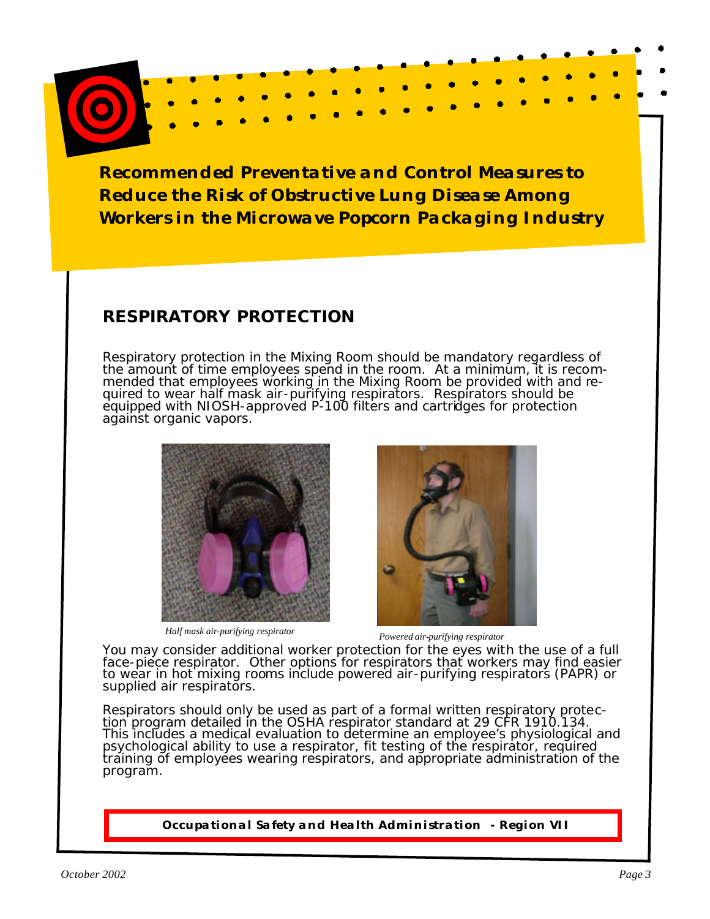**Recommended Preventative and Control Measures to Reduce the Risk of Obstructive Lung Disease Among Workers in the Microwave Popcorn Packaging Industry**

## RESPIRATORY PROTECTION

Respiratory protection in the Mixing Room should be mandatory regardless of the amount of time employees spend in the room. At a minimum, it is recommended that employees working in the Mixing Room be provided with and required to wear half mask air-purifying respirators. Respirators should be equipped with NIOSH-approved P-100 filters and cartridges for protection against organic vapors.

*Half mask air-purifying respirator*

*Powered air-purifying respirator*

You may consider additional worker protection for the eyes with the use of a full face-piece respirator. Other options for respirators that workers may find easier to wear in hot mixing rooms include powered air-purifying respirators (PAPR) or supplied air respirators.

Respirators should only be used as part of a formal written respiratory protection program detailed in the OSHA respirator standard at 29 CFR 1910.134. This includes a medical evaluation to determine an employee's physiological and psychological ability to use a respirator, fit testing of the respirator, required training of employees wearing respirators, and appropriate administration of the program.

**Occupational Safety and Health Administration - Region VII**

*October 2002*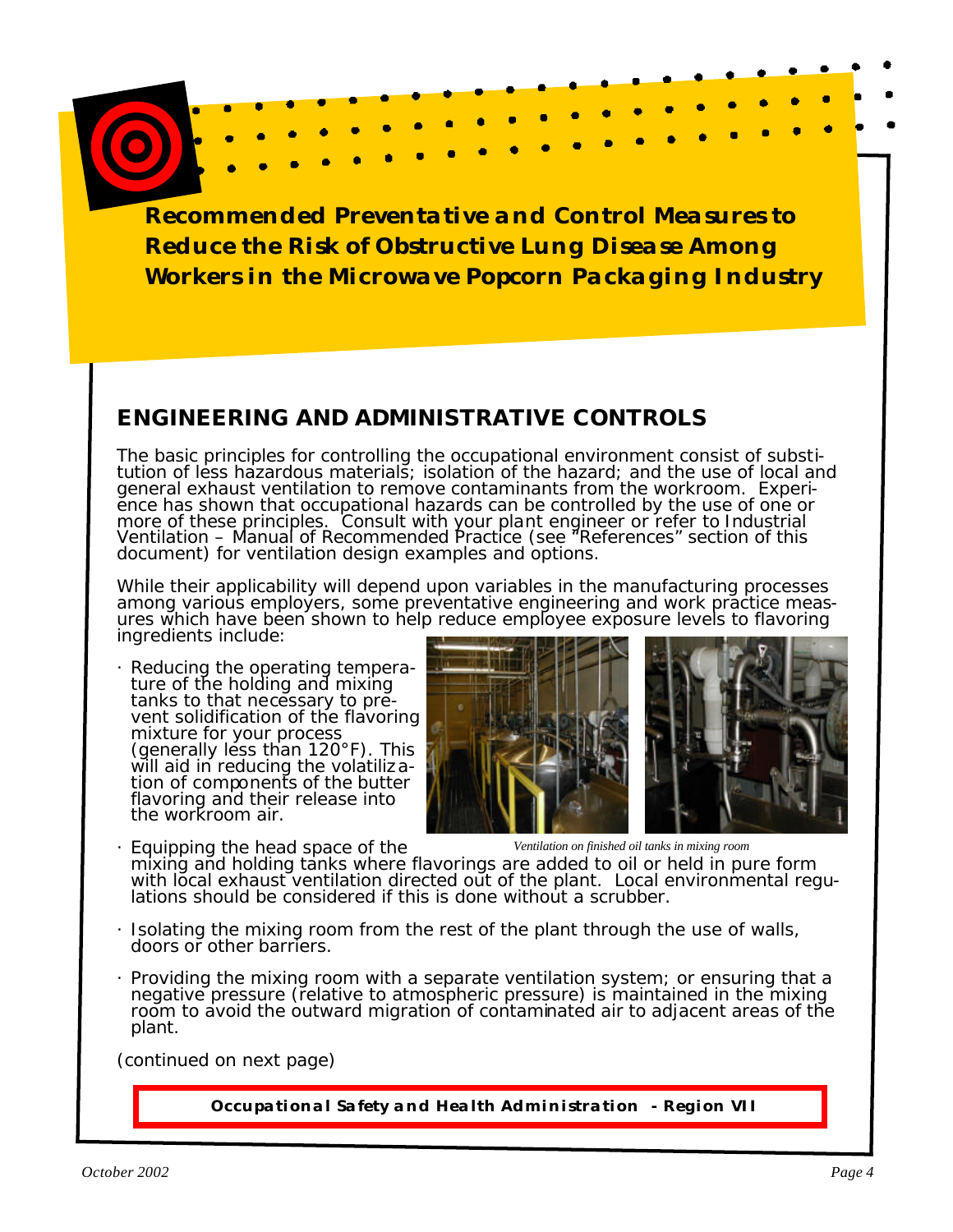## Recommended Preventative and Control Measures to Reduce the Risk of Obstructive Lung Disease Among Workers in the Microwave Popcorn Packaging Industry

## ENGINEERING AND ADMINISTRATIVE CONTROLS

The basic principles for controlling the occupational environment consist of substitution of less hazardous materials; isolation of the hazard; and the use of local and general exhaust ventilation to remove contaminants from the workroom. Experience has shown that occupational hazards can be controlled by the use of one or more of these principles. Consult with your plant engineer or refer to Industrial Ventilation – Manual of Recommended Practice (see "References" section of this document) for ventilation design examples and options.

While their applicability will depend upon variables in the manufacturing processes among various employers, some preventative engineering and work practice measures which have been shown to help reduce employee exposure levels to flavoring ingredients include:

- Reducing the operating temperature of the holding and mixing tanks to that necessary to prevent solidification of the flavoring mixture for your process (generally less than 120°F). This will aid in reducing the volatilization of components of the butter flavoring and their release into the workroom air.

*Ventilation on finished oil tanks in mixing room*

- Equipping the head space of the mixing and holding tanks where flavorings are added to oil or held in pure form with local exhaust ventilation directed out of the plant. Local environmental regulations should be considered if this is done without a scrubber.

- Isolating the mixing room from the rest of the plant through the use of walls, doors or other barriers.

- Providing the mixing room with a separate ventilation system; or ensuring that a negative pressure (relative to atmospheric pressure) is maintained in the mixing room to avoid the outward migration of contaminated air to adjacent areas of the plant.

(continued on next page)

**Occupational Safety and Health Administration - Region VII**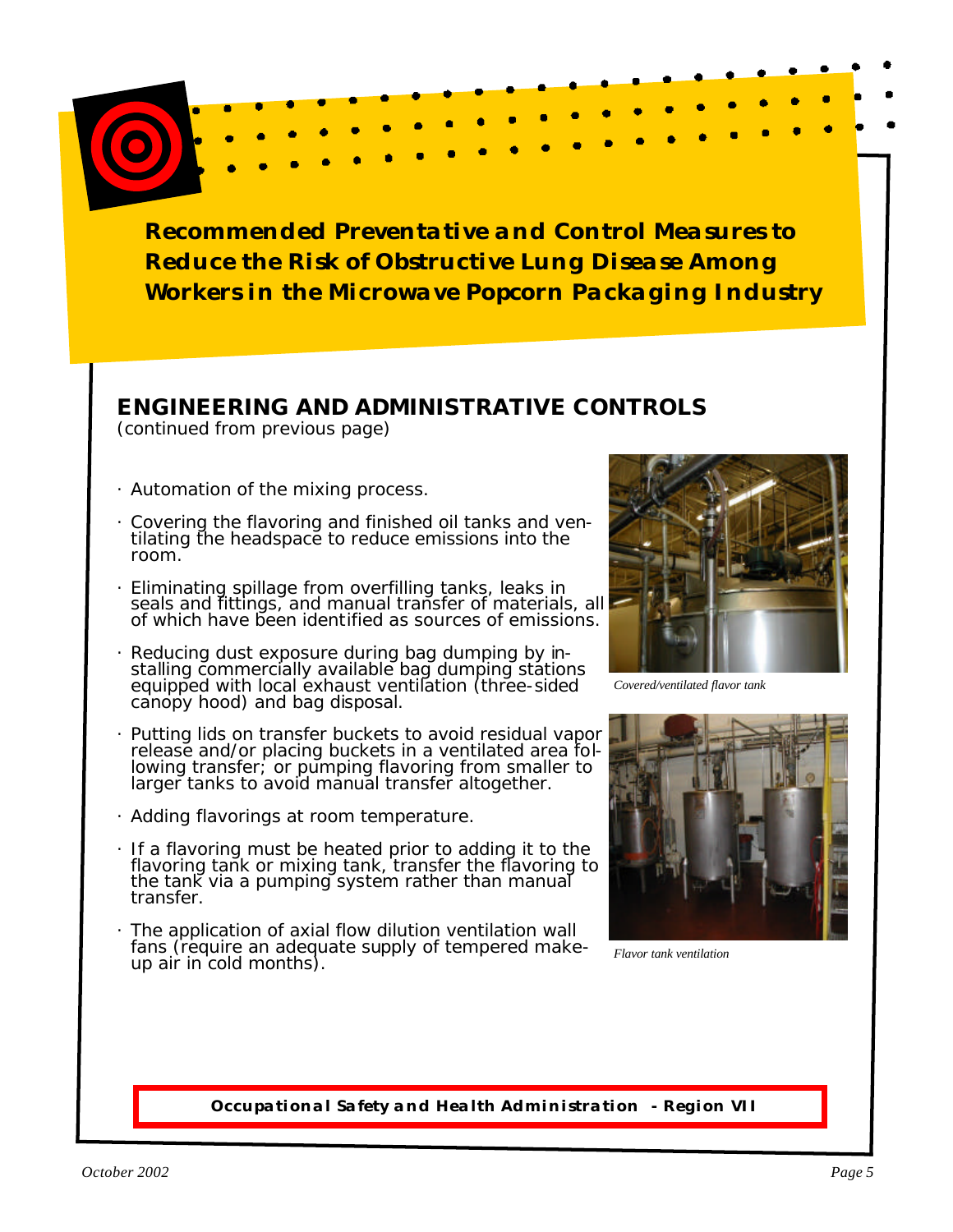# Recommended Preventative and Control Measures to Reduce the Risk of Obstructive Lung Disease Among Workers in the Microwave Popcorn Packaging Industry

## ENGINEERING AND ADMINISTRATIVE CONTROLS

(continued from previous page)

- Automation of the mixing process.
- Covering the flavoring and finished oil tanks and ventilating the headspace to reduce emissions into the room.
- Eliminating spillage from overfilling tanks, leaks in seals and fittings, and manual transfer of materials, all of which have been identified as sources of emissions.
- Reducing dust exposure during bag dumping by installing commercially available bag dumping stations equipped with local exhaust ventilation (three-sided canopy hood) and bag disposal.
- Putting lids on transfer buckets to avoid residual vapor release and/or placing buckets in a ventilated area following transfer; or pumping flavoring from smaller to larger tanks to avoid manual transfer altogether.
- Adding flavorings at room temperature.
- If a flavoring must be heated prior to adding it to the flavoring tank or mixing tank, transfer the flavoring to the tank via a pumping system rather than manual transfer.
- The application of axial flow dilution ventilation wall fans (require an adequate supply of tempered make-up air in cold months).

*Covered/ventilated flavor tank*

*Flavor tank ventilation*

**Occupational Safety and Health Administration - Region VII**

*October 2002*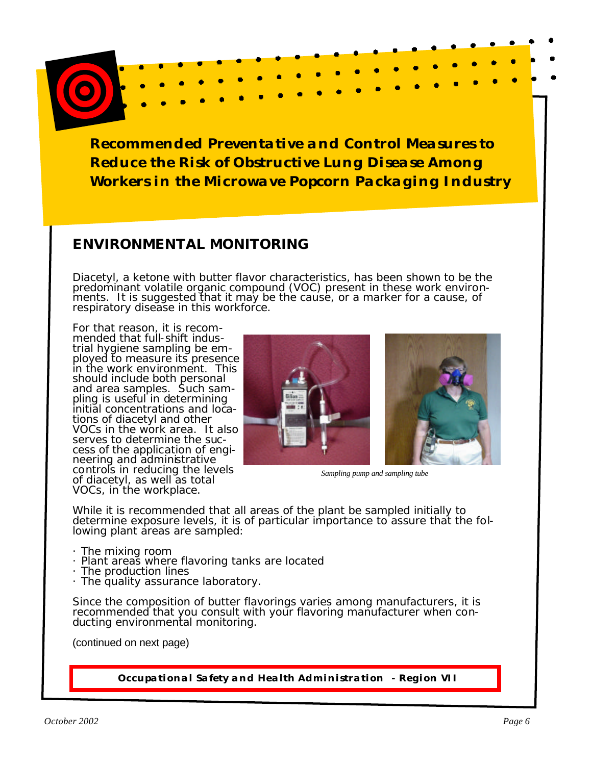## Recommended Preventative and Control Measures to Reduce the Risk of Obstructive Lung Disease Among Workers in the Microwave Popcorn Packaging Industry

## ENVIRONMENTAL MONITORING

Diacetyl, a ketone with butter flavor characteristics, has been shown to be the predominant volatile organic compound (VOC) present in these work environments. It is suggested that it may be the cause, or a marker for a cause, of respiratory disease in this workforce.

For that reason, it is recommended that full-shift industrial hygiene sampling be employed to measure its presence in the work environment. This should include both personal and area samples. Such sampling is useful in determining initial concentrations and locations of diacetyl and other VOCs in the work area. It also serves to determine the success of the application of engineering and administrative controls in reducing the levels of diacetyl, as well as total VOCs, in the workplace.

*Sampling pump and sampling tube*

While it is recommended that all areas of the plant be sampled initially to determine exposure levels, it is of particular importance to assure that the following plant areas are sampled:

- The mixing room
- Plant areas where flavoring tanks are located
- The production lines
- The quality assurance laboratory.

Since the composition of butter flavorings varies among manufacturers, it is recommended that you consult with your flavoring manufacturer when conducting environmental monitoring.

(continued on next page)

**Occupational Safety and Health Administration - Region VII**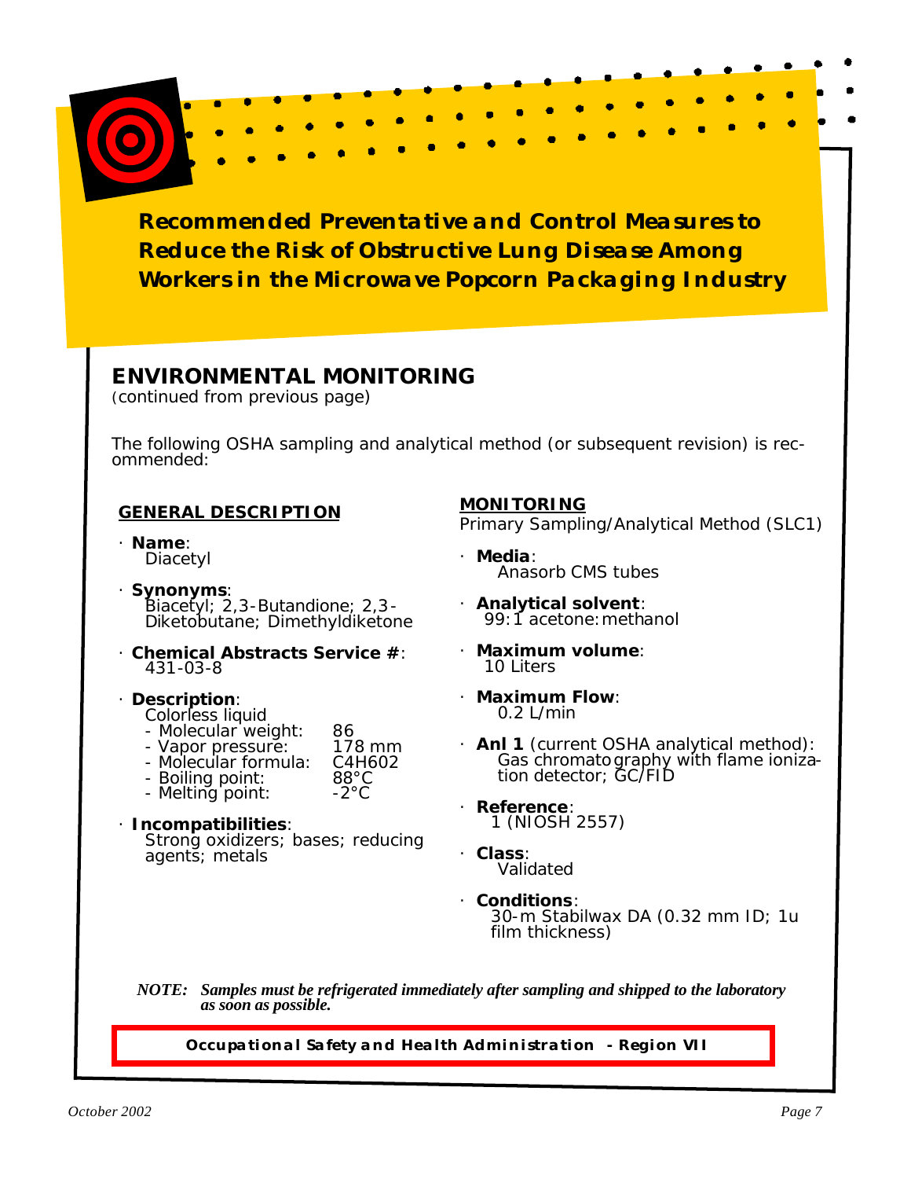**Recommended Preventative and Control Measures to Reduce the Risk of Obstructive Lung Disease Among Workers in the Microwave Popcorn Packaging Industry**

## ENVIRONMENTAL MONITORING

(continued from previous page)

The following OSHA sampling and analytical method (or subsequent revision) is recommended:

### GENERAL DESCRIPTION

- **Name**:
  Diacetyl
- **Synonyms**:
  Biacetyl; 2,3-Butandione; 2,3-Diketobutane; Dimethyldiketone
- **Chemical Abstracts Service #**:
  431-03-8
- **Description**:
  Colorless liquid
  - Molecular weight: 86
  - Vapor pressure: 178 mm
  - Molecular formula: C4H602
  - Boiling point: 88°C
  - Melting point: -2°C
- **Incompatibilities**:
  Strong oxidizers; bases; reducing agents; metals

### MONITORING

Primary Sampling/Analytical Method (SLC1)

- **Media**:
  Anasorb CMS tubes
- **Analytical solvent**:
  99:1 acetone:methanol
- **Maximum volume**:
  10 Liters
- **Maximum Flow**:
  0.2 L/min
- **Anl 1** (current OSHA analytical method):
  Gas chromatography with flame ionization detector; GC/FID
- **Reference**:
  1 (NIOSH 2557)
- **Class**:
  Validated
- **Conditions**:
  30-m Stabilwax DA (0.32 mm ID; 1u film thickness)

*NOTE: Samples must be refrigerated immediately after sampling and shipped to the laboratory as soon as possible.*

**Occupational Safety and Health Administration - Region VII**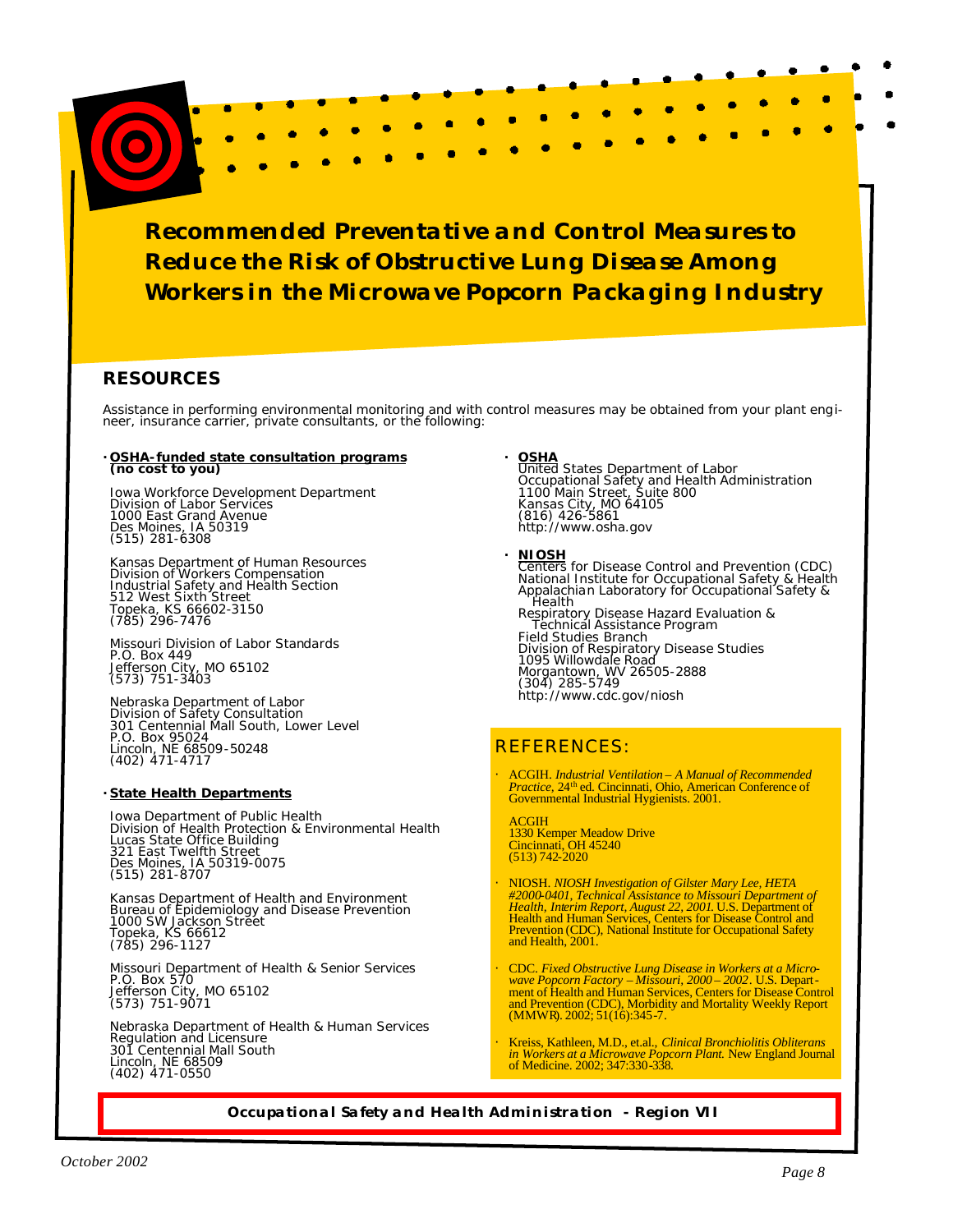# Recommended Preventative and Control Measures to Reduce the Risk of Obstructive Lung Disease Among Workers in the Microwave Popcorn Packaging Industry

## RESOURCES

Assistance in performing environmental monitoring and with control measures may be obtained from your plant engineer, insurance carrier, private consultants, or the following:

- **OSHA-funded state consultation programs (no cost to you)**

  Iowa Workforce Development Department
  Division of Labor Services
  1000 East Grand Avenue
  Des Moines, IA 50319
  (515) 281-6308

  Kansas Department of Human Resources
  Division of Workers Compensation
  Industrial Safety and Health Section
  512 West Sixth Street
  Topeka, KS 66602-3150
  (785) 296-7476

  Missouri Division of Labor Standards
  P.O. Box 449
  Jefferson City, MO 65102
  (573) 751-3403

  Nebraska Department of Labor
  Division of Safety Consultation
  301 Centennial Mall South, Lower Level
  P.O. Box 95024
  Lincoln, NE 68509-50248
  (402) 471-4717

- **State Health Departments**

  Iowa Department of Public Health
  Division of Health Protection & Environmental Health
  Lucas State Office Building
  321 East Twelfth Street
  Des Moines, IA 50319-0075
  (515) 281-8707

  Kansas Department of Health and Environment
  Bureau of Epidemiology and Disease Prevention
  1000 SW Jackson Street
  Topeka, KS 66612
  (785) 296-1127

  Missouri Department of Health & Senior Services
  P.O. Box 570
  Jefferson City, MO 65102
  (573) 751-9071

  Nebraska Department of Health & Human Services
  Regulation and Licensure
  301 Centennial Mall South
  Lincoln, NE 68509
  (402) 471-0550

- **OSHA**

  United States Department of Labor
  Occupational Safety and Health Administration
  1100 Main Street, Suite 800
  Kansas City, MO 64105
  (816) 426-5861
  http://www.osha.gov

- **NIOSH**

  Centers for Disease Control and Prevention (CDC)
  National Institute for Occupational Safety & Health
  Appalachian Laboratory for Occupational Safety & Health
  Respiratory Disease Hazard Evaluation & Technical Assistance Program
  Field Studies Branch
  Division of Respiratory Disease Studies
  1095 Willowdale Road
  Morgantown, WV 26505-2888
  (304) 285-5749
  http://www.cdc.gov/niosh

## REFERENCES:

- ACGIH. *Industrial Ventilation – A Manual of Recommended Practice*, 24th ed. Cincinnati, Ohio, American Conference of Governmental Industrial Hygienists. 2001.

  ACGIH
  1330 Kemper Meadow Drive
  Cincinnati, OH 45240
  (513) 742-2020

- NIOSH. *NIOSH Investigation of Gilster Mary Lee, HETA #2000-0401, Technical Assistance to Missouri Department of Health, Interim Report, August 22, 2001.* U.S. Department of Health and Human Services, Centers for Disease Control and Prevention (CDC), National Institute for Occupational Safety and Health, 2001.

- CDC. *Fixed Obstructive Lung Disease in Workers at a Microwave Popcorn Factory – Missouri, 2000 – 2002*. U.S. Department of Health and Human Services, Centers for Disease Control and Prevention (CDC), Morbidity and Mortality Weekly Report (MMWR). 2002; 51(16):345-7.

- Kreiss, Kathleen, M.D., et.al., *Clinical Bronchiolitis Obliterans in Workers at a Microwave Popcorn Plant.* New England Journal of Medicine. 2002; 347:330-338.

**Occupational Safety and Health Administration - Region VII**

October 2002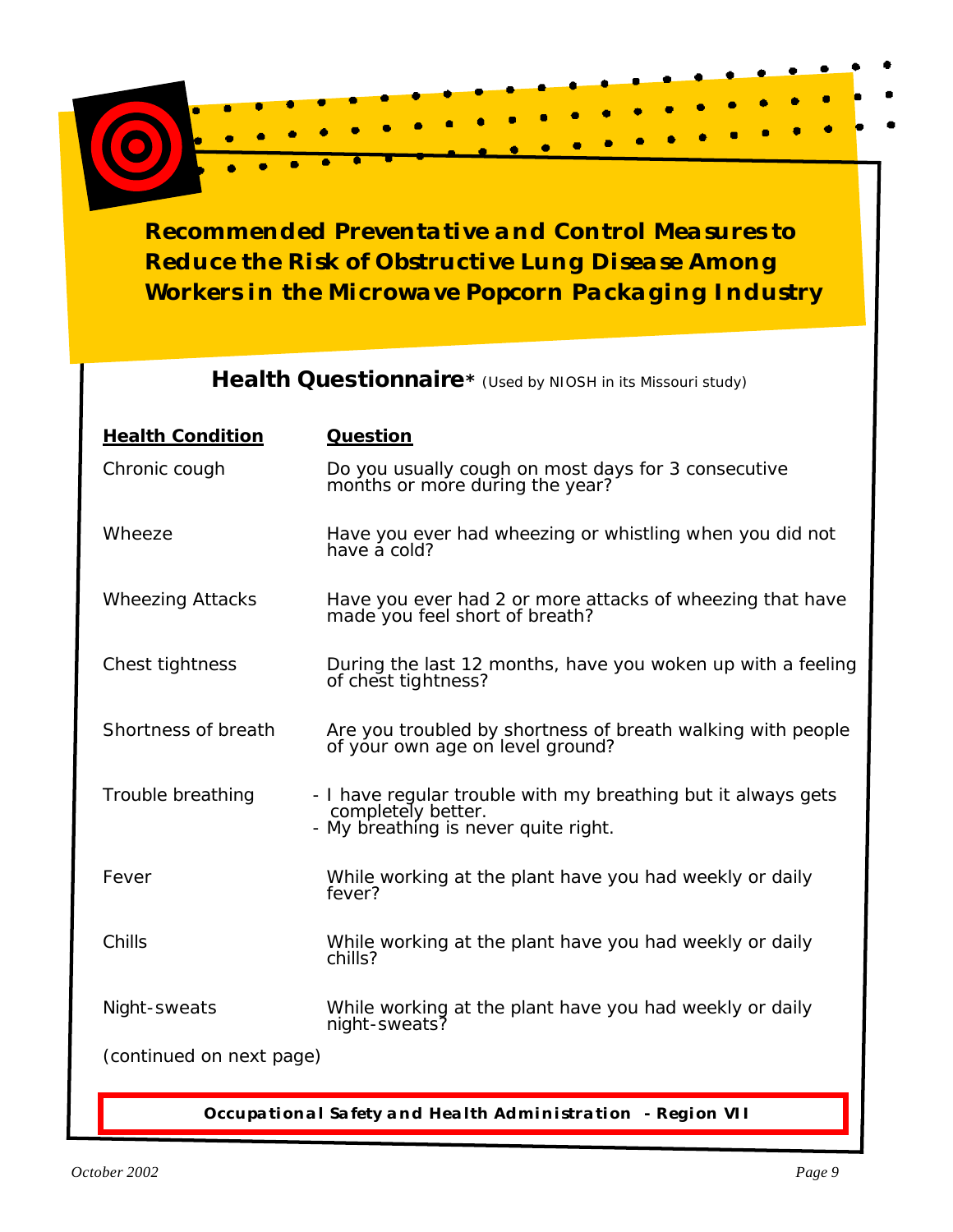# Recommended Preventative and Control Measures to Reduce the Risk of Obstructive Lung Disease Among Workers in the Microwave Popcorn Packaging Industry

## Health Questionnaire* (Used by NIOSH in its Missouri study)

| Health Condition | Question |
|---|---|
| Chronic cough | Do you usually cough on most days for 3 consecutive months or more during the year? |
| Wheeze | Have you ever had wheezing or whistling when you did not have a cold? |
| Wheezing Attacks | Have you ever had 2 or more attacks of wheezing that have made you feel short of breath? |
| Chest tightness | During the last 12 months, have you woken up with a feeling of chest tightness? |
| Shortness of breath | Are you troubled by shortness of breath walking with people of your own age on level ground? |
| Trouble breathing | - I have regular trouble with my breathing but it always gets completely better.<br>- My breathing is never quite right. |
| Fever | While working at the plant have you had weekly or daily fever? |
| Chills | While working at the plant have you had weekly or daily chills? |
| Night-sweats | While working at the plant have you had weekly or daily night-sweats? |

(continued on next page)

**Occupational Safety and Health Administration - Region VII**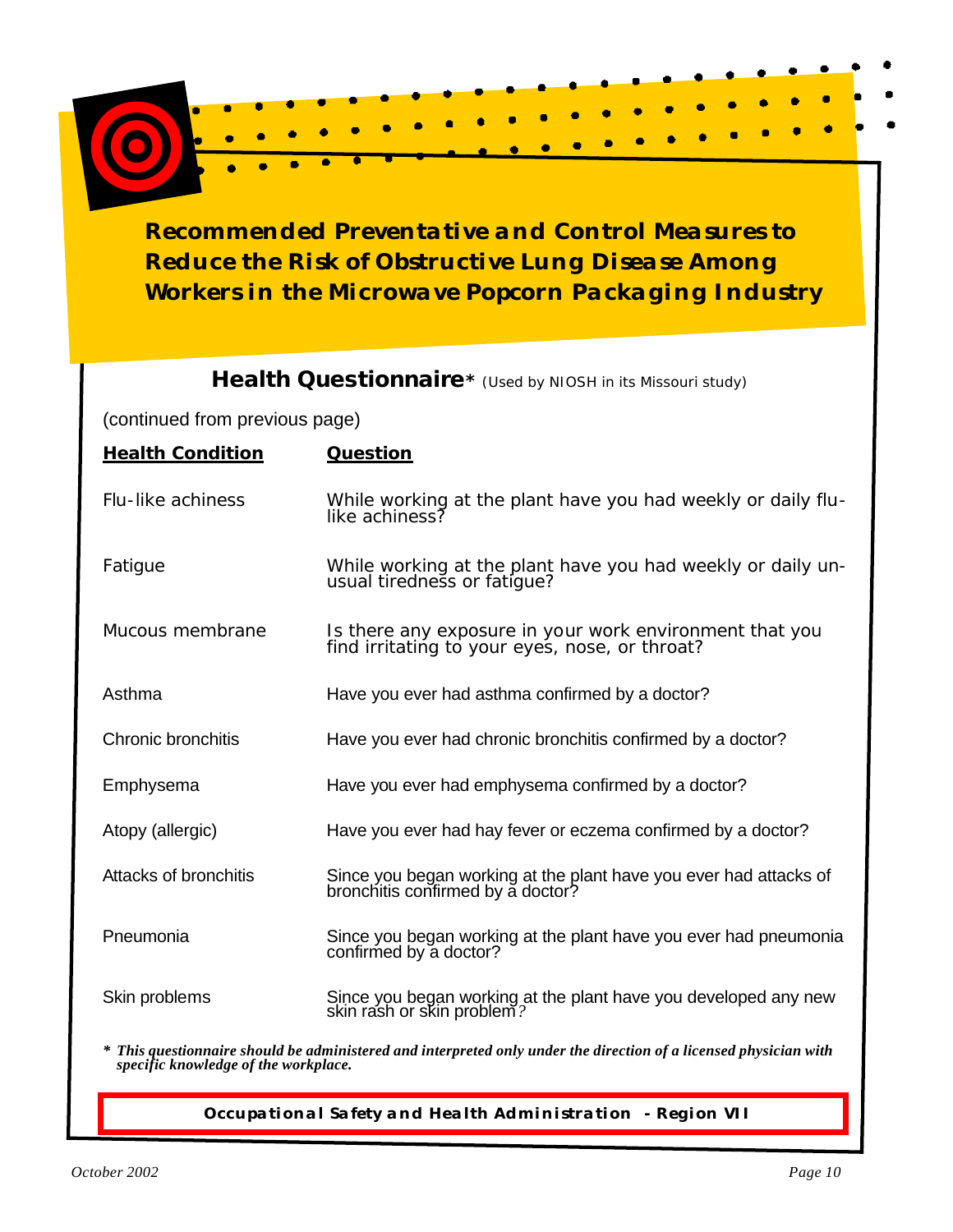# Recommended Preventative and Control Measures to Reduce the Risk of Obstructive Lung Disease Among Workers in the Microwave Popcorn Packaging Industry

## Health Questionnaire* (Used by NIOSH in its Missouri study)

(continued from previous page)

| **Health Condition** | **Question** |
|---|---|
| Flu-like achiness | While working at the plant have you had weekly or daily flu-like achiness? |
| Fatigue | While working at the plant have you had weekly or daily unusual tiredness or fatigue? |
| Mucous membrane | Is there any exposure in your work environment that you find irritating to your eyes, nose, or throat? |
| Asthma | Have you ever had asthma confirmed by a doctor? |
| Chronic bronchitis | Have you ever had chronic bronchitis confirmed by a doctor? |
| Emphysema | Have you ever had emphysema confirmed by a doctor? |
| Atopy (allergic) | Have you ever had hay fever or eczema confirmed by a doctor? |
| Attacks of bronchitis | Since you began working at the plant have you ever had attacks of bronchitis confirmed by a doctor? |
| Pneumonia | Since you began working at the plant have you ever had pneumonia confirmed by a doctor? |
| Skin problems | Since you began working at the plant have you developed any new skin rash or skin problem? |

*\* This questionnaire should be administered and interpreted only under the direction of a licensed physician with specific knowledge of the workplace.*

**Occupational Safety and Health Administration - Region VII**